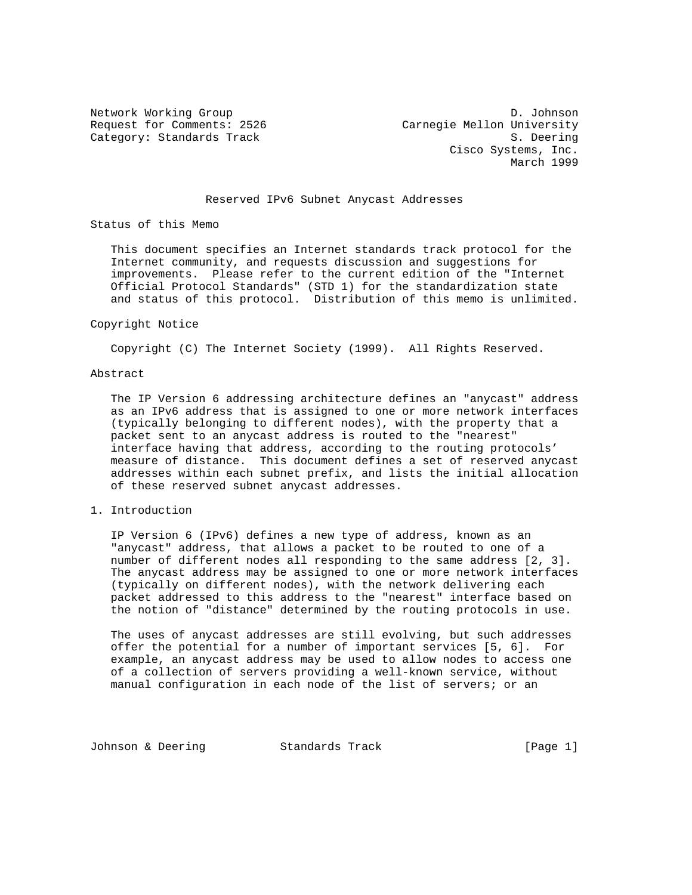Network Working Group D. Johnson
Request for Comments: 2526 Carnegie Mellon University
Category: Standards Track S. Deering
Cisco Systems, Inc.
March 1999

# Reserved IPv6 Subnet Anycast Addresses

## Status of this Memo

This document specifies an Internet standards track protocol for the Internet community, and requests discussion and suggestions for improvements. Please refer to the current edition of the "Internet Official Protocol Standards" (STD 1) for the standardization state and status of this protocol. Distribution of this memo is unlimited.

## Copyright Notice

Copyright (C) The Internet Society (1999). All Rights Reserved.

## Abstract

The IP Version 6 addressing architecture defines an "anycast" address as an IPv6 address that is assigned to one or more network interfaces (typically belonging to different nodes), with the property that a packet sent to an anycast address is routed to the "nearest" interface having that address, according to the routing protocols' measure of distance. This document defines a set of reserved anycast addresses within each subnet prefix, and lists the initial allocation of these reserved subnet anycast addresses.

## 1. Introduction

IP Version 6 (IPv6) defines a new type of address, known as an "anycast" address, that allows a packet to be routed to one of a number of different nodes all responding to the same address [2, 3]. The anycast address may be assigned to one or more network interfaces (typically on different nodes), with the network delivering each packet addressed to this address to the "nearest" interface based on the notion of "distance" determined by the routing protocols in use.

The uses of anycast addresses are still evolving, but such addresses offer the potential for a number of important services [5, 6]. For example, an anycast address may be used to allow nodes to access one of a collection of servers providing a well-known service, without manual configuration in each node of the list of servers; or an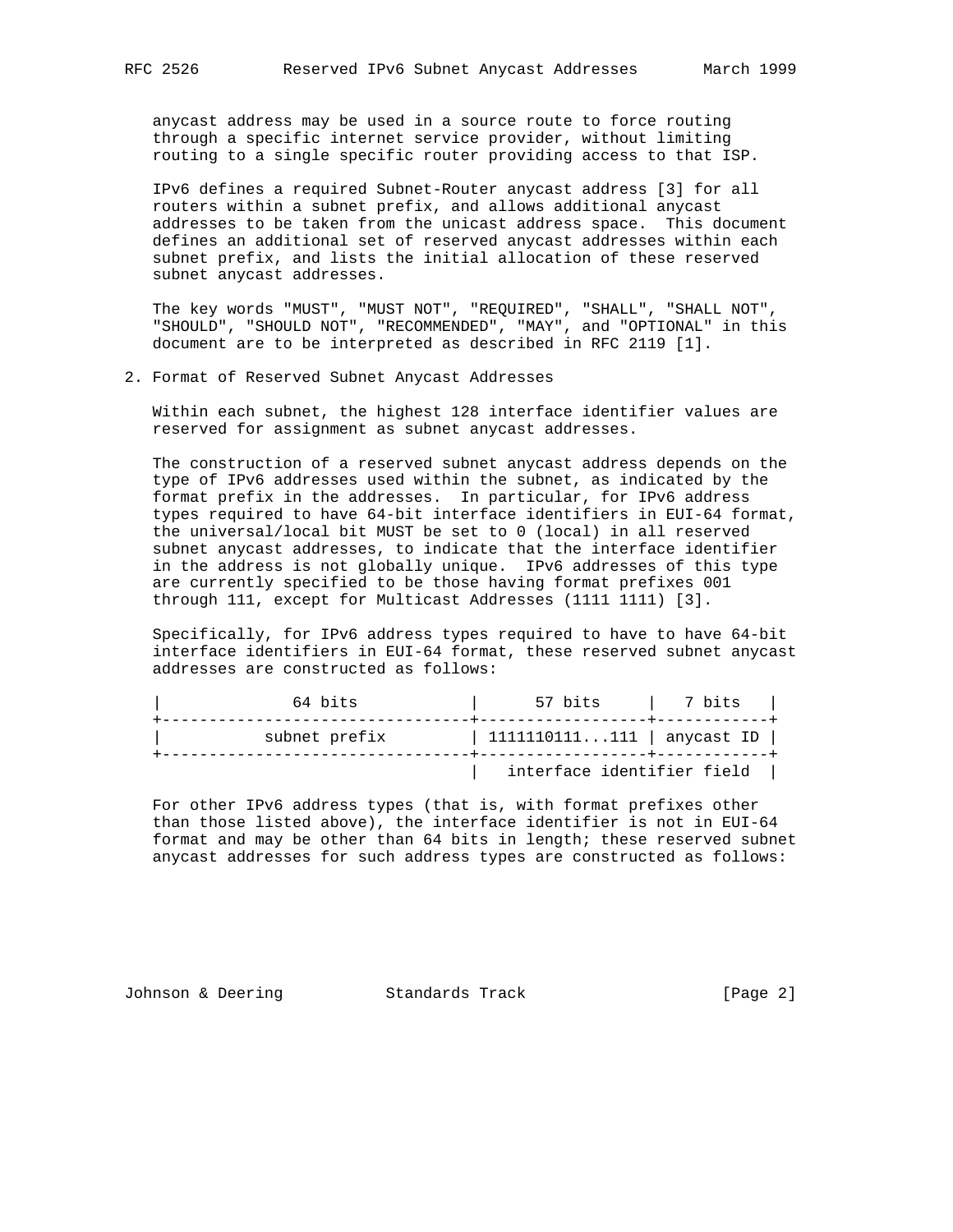anycast address may be used in a source route to force routing through a specific internet service provider, without limiting routing to a single specific router providing access to that ISP.

IPv6 defines a required Subnet-Router anycast address [3] for all routers within a subnet prefix, and allows additional anycast addresses to be taken from the unicast address space. This document defines an additional set of reserved anycast addresses within each subnet prefix, and lists the initial allocation of these reserved subnet anycast addresses.

The key words "MUST", "MUST NOT", "REQUIRED", "SHALL", "SHALL NOT", "SHOULD", "SHOULD NOT", "RECOMMENDED", "MAY", and "OPTIONAL" in this document are to be interpreted as described in RFC 2119 [1].

## 2. Format of Reserved Subnet Anycast Addresses

Within each subnet, the highest 128 interface identifier values are reserved for assignment as subnet anycast addresses.

The construction of a reserved subnet anycast address depends on the type of IPv6 addresses used within the subnet, as indicated by the format prefix in the addresses. In particular, for IPv6 address types required to have 64-bit interface identifiers in EUI-64 format, the universal/local bit MUST be set to 0 (local) in all reserved subnet anycast addresses, to indicate that the interface identifier in the address is not globally unique. IPv6 addresses of this type are currently specified to be those having format prefixes 001 through 111, except for Multicast Addresses (1111 1111) [3].

Specifically, for IPv6 address types required to have to have 64-bit interface identifiers in EUI-64 format, these reserved subnet anycast addresses are constructed as follows:

```
|              64 bits             |      57 bits     |   7 bits   |
+----------------------------------+------------------+------------+
|           subnet prefix          | 1111110111...111 | anycast ID |
+----------------------------------+------------------+------------+
                                   |   interface identifier field  |
```

For other IPv6 address types (that is, with format prefixes other than those listed above), the interface identifier is not in EUI-64 format and may be other than 64 bits in length; these reserved subnet anycast addresses for such address types are constructed as follows: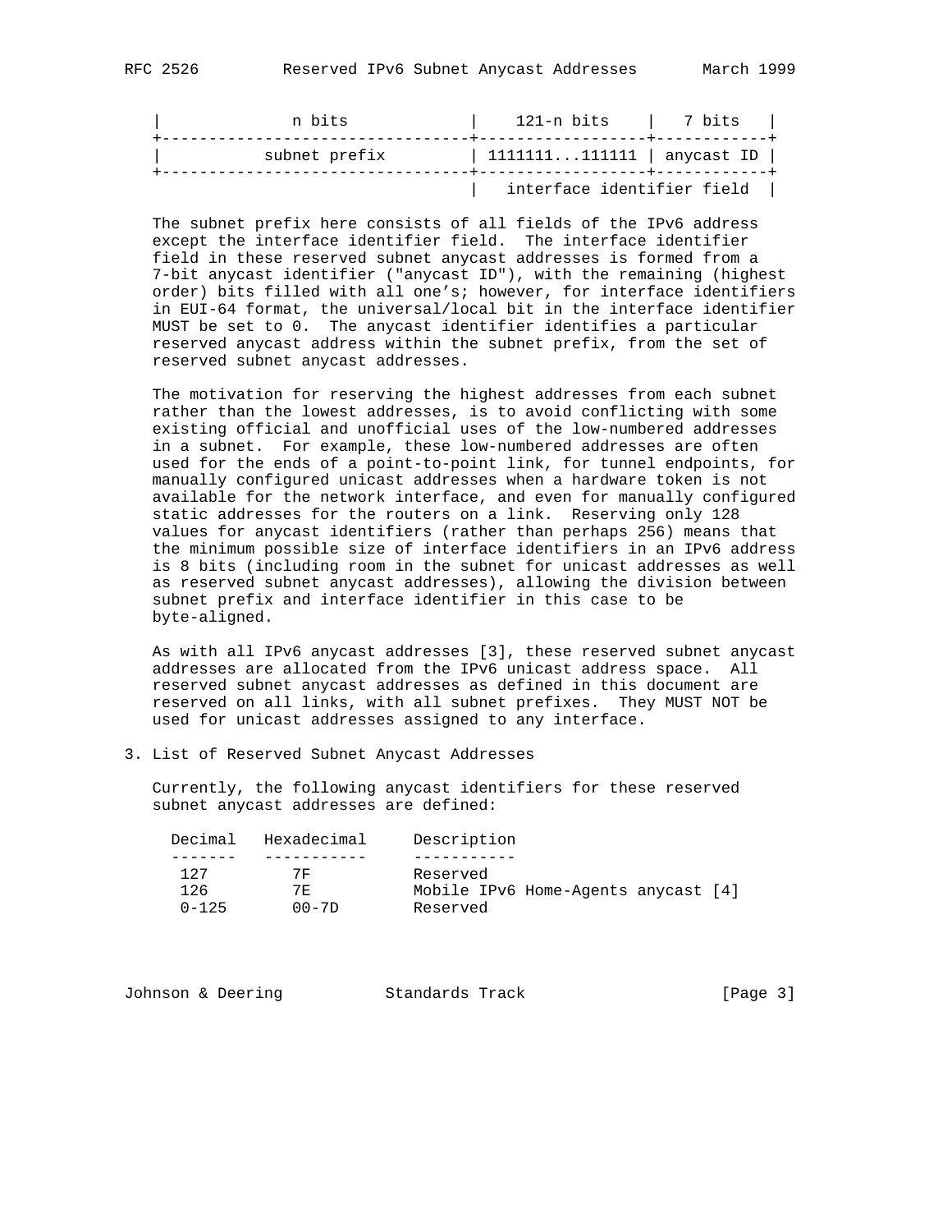```
|              n bits             |    121-n bits    |   7 bits   |
+---------------------------------+------------------+------------+
|           subnet prefix         | 1111111...111111 | anycast ID |
+---------------------------------+------------------+------------+
                                  |   interface identifier field  |
```

The subnet prefix here consists of all fields of the IPv6 address except the interface identifier field. The interface identifier field in these reserved subnet anycast addresses is formed from a 7-bit anycast identifier ("anycast ID"), with the remaining (highest order) bits filled with all one's; however, for interface identifiers in EUI-64 format, the universal/local bit in the interface identifier MUST be set to 0. The anycast identifier identifies a particular reserved anycast address within the subnet prefix, from the set of reserved subnet anycast addresses.

The motivation for reserving the highest addresses from each subnet rather than the lowest addresses, is to avoid conflicting with some existing official and unofficial uses of the low-numbered addresses in a subnet. For example, these low-numbered addresses are often used for the ends of a point-to-point link, for tunnel endpoints, for manually configured unicast addresses when a hardware token is not available for the network interface, and even for manually configured static addresses for the routers on a link. Reserving only 128 values for anycast identifiers (rather than perhaps 256) means that the minimum possible size of interface identifiers in an IPv6 address is 8 bits (including room in the subnet for unicast addresses as well as reserved subnet anycast addresses), allowing the division between subnet prefix and interface identifier in this case to be byte-aligned.

As with all IPv6 anycast addresses [3], these reserved subnet anycast addresses are allocated from the IPv6 unicast address space. All reserved subnet anycast addresses as defined in this document are reserved on all links, with all subnet prefixes. They MUST NOT be used for unicast addresses assigned to any interface.

## 3. List of Reserved Subnet Anycast Addresses

Currently, the following anycast identifiers for these reserved subnet anycast addresses are defined:

| Decimal | Hexadecimal | Description |
|---|---|---|
| 127 | 7F | Reserved |
| 126 | 7E | Mobile IPv6 Home-Agents anycast [4] |
| 0-125 | 00-7D | Reserved |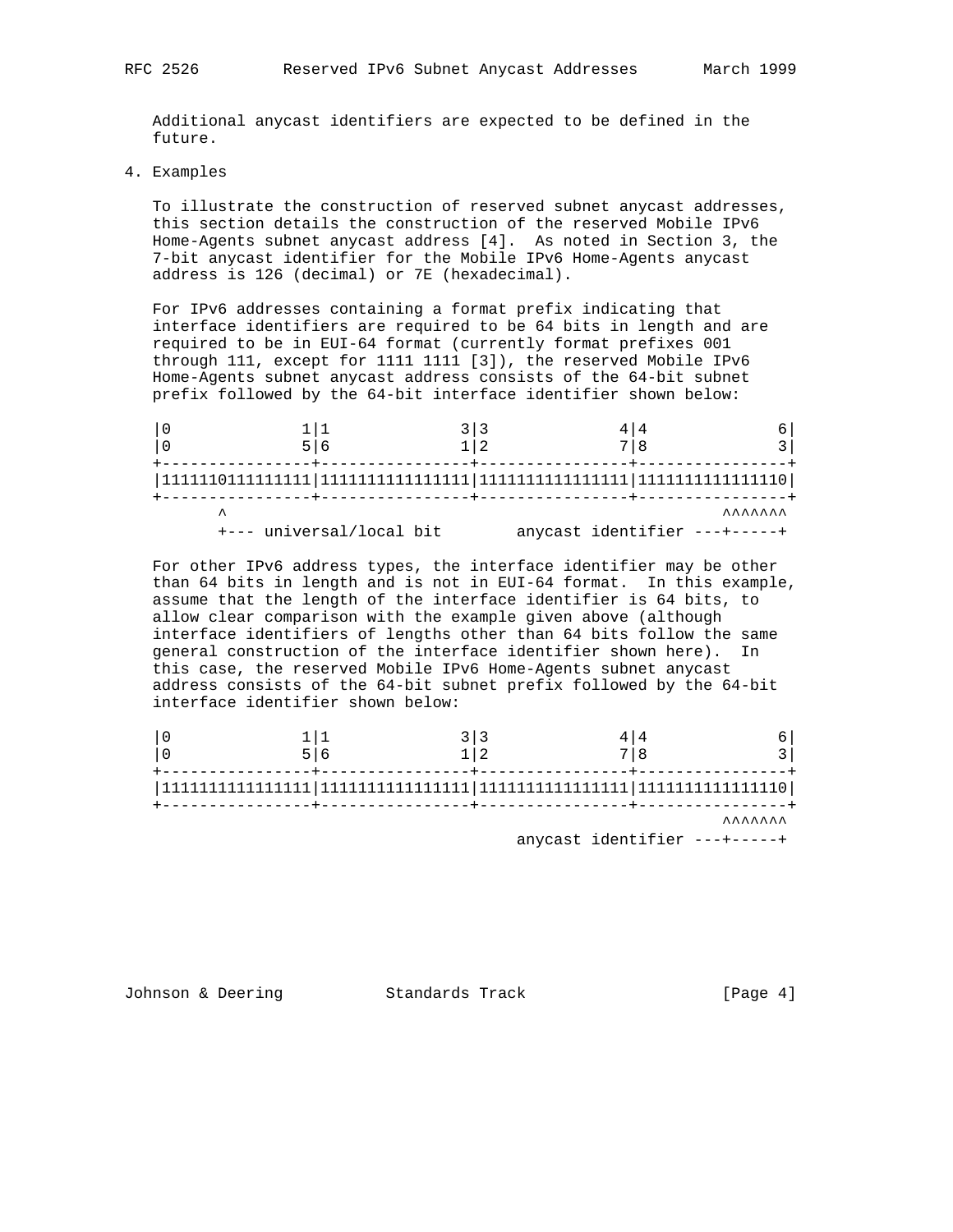Additional anycast identifiers are expected to be defined in the future.

## 4. Examples

To illustrate the construction of reserved subnet anycast addresses, this section details the construction of the reserved Mobile IPv6 Home-Agents subnet anycast address [4]. As noted in Section 3, the 7-bit anycast identifier for the Mobile IPv6 Home-Agents anycast address is 126 (decimal) or 7E (hexadecimal).

For IPv6 addresses containing a format prefix indicating that interface identifiers are required to be 64 bits in length and are required to be in EUI-64 format (currently format prefixes 001 through 111, except for 1111 1111 [3]), the reserved Mobile IPv6 Home-Agents subnet anycast address consists of the 64-bit subnet prefix followed by the 64-bit interface identifier shown below:

```
|0              1|1              3|3              4|4              6|
|0              5|6              1|2              7|8              3|
+----------------+----------------+----------------+----------------+
|1111110111111111|1111111111111111|1111111111111111|1111111111111110|
+----------------+----------------+----------------+----------------+
       ^                                                   ^^^^^^^
       +--- universal/local bit        anycast identifier ---+-----+
```

For other IPv6 address types, the interface identifier may be other than 64 bits in length and is not in EUI-64 format. In this example, assume that the length of the interface identifier is 64 bits, to allow clear comparison with the example given above (although interface identifiers of lengths other than 64 bits follow the same general construction of the interface identifier shown here). In this case, the reserved Mobile IPv6 Home-Agents subnet anycast address consists of the 64-bit subnet prefix followed by the 64-bit interface identifier shown below:

```
|0              1|1              3|3              4|4              6|
|0              5|6              1|2              7|8              3|
+----------------+----------------+----------------+----------------+
|1111111111111111|1111111111111111|1111111111111111|1111111111111110|
+----------------+----------------+----------------+----------------+
                                                           ^^^^^^^
                                       anycast identifier ---+-----+
```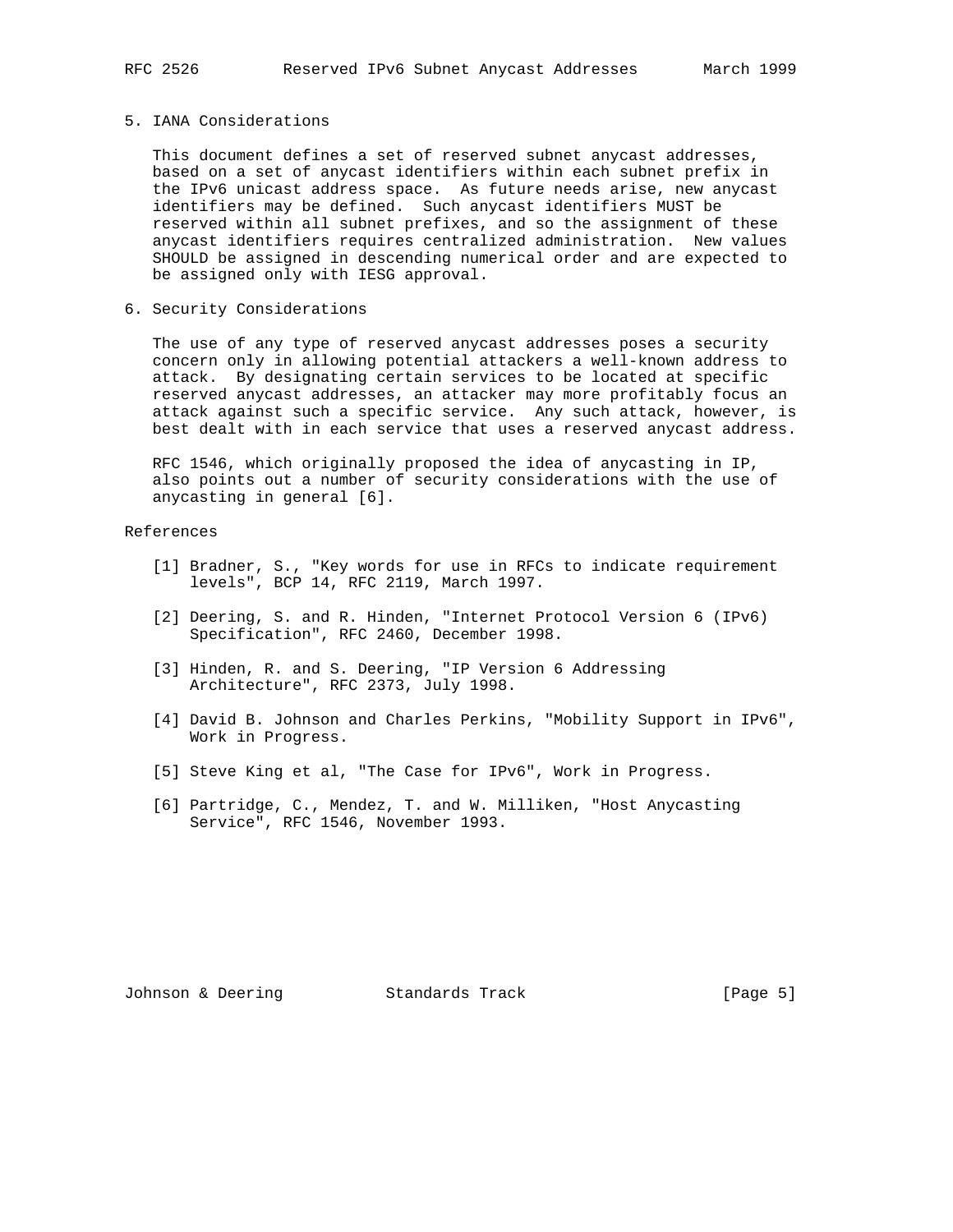## 5. IANA Considerations

This document defines a set of reserved subnet anycast addresses, based on a set of anycast identifiers within each subnet prefix in the IPv6 unicast address space. As future needs arise, new anycast identifiers may be defined. Such anycast identifiers MUST be reserved within all subnet prefixes, and so the assignment of these anycast identifiers requires centralized administration. New values SHOULD be assigned in descending numerical order and are expected to be assigned only with IESG approval.

## 6. Security Considerations

The use of any type of reserved anycast addresses poses a security concern only in allowing potential attackers a well-known address to attack. By designating certain services to be located at specific reserved anycast addresses, an attacker may more profitably focus an attack against such a specific service. Any such attack, however, is best dealt with in each service that uses a reserved anycast address.

RFC 1546, which originally proposed the idea of anycasting in IP, also points out a number of security considerations with the use of anycasting in general [6].

## References

[1] Bradner, S., "Key words for use in RFCs to indicate requirement levels", BCP 14, RFC 2119, March 1997.

[2] Deering, S. and R. Hinden, "Internet Protocol Version 6 (IPv6) Specification", RFC 2460, December 1998.

[3] Hinden, R. and S. Deering, "IP Version 6 Addressing Architecture", RFC 2373, July 1998.

[4] David B. Johnson and Charles Perkins, "Mobility Support in IPv6", Work in Progress.

[5] Steve King et al, "The Case for IPv6", Work in Progress.

[6] Partridge, C., Mendez, T. and W. Milliken, "Host Anycasting Service", RFC 1546, November 1993.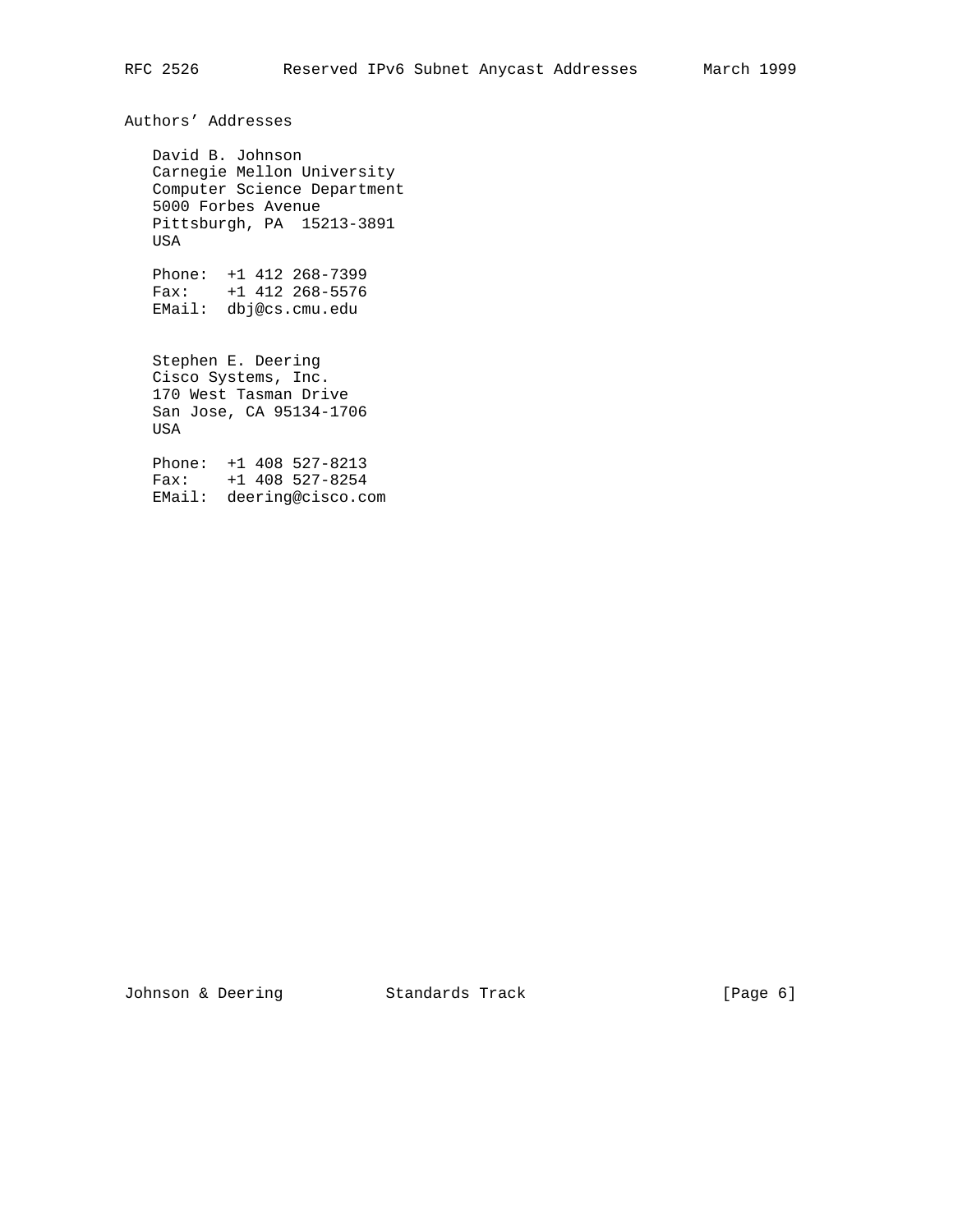## Authors' Addresses

David B. Johnson
Carnegie Mellon University
Computer Science Department
5000 Forbes Avenue
Pittsburgh, PA 15213-3891
USA

Phone: +1 412 268-7399
Fax: +1 412 268-5576
EMail: dbj@cs.cmu.edu

Stephen E. Deering
Cisco Systems, Inc.
170 West Tasman Drive
San Jose, CA 95134-1706
USA

Phone: +1 408 527-8213
Fax: +1 408 527-8254
EMail: deering@cisco.com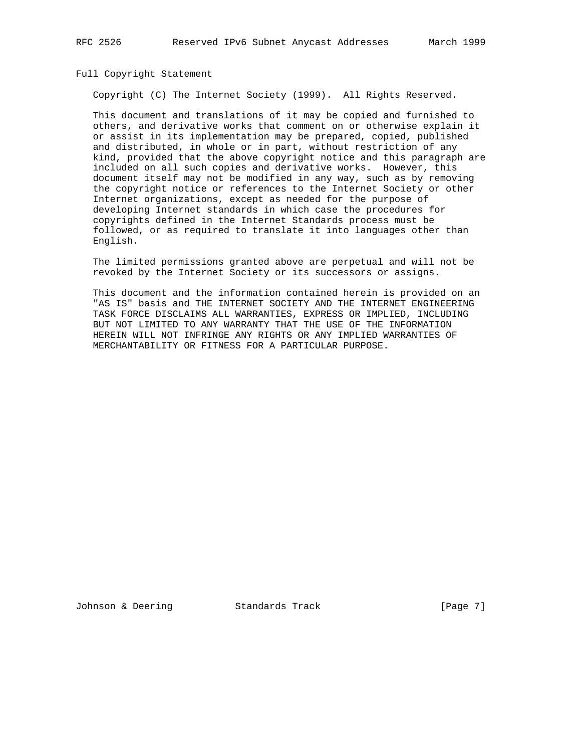## Full Copyright Statement

Copyright (C) The Internet Society (1999). All Rights Reserved.

This document and translations of it may be copied and furnished to others, and derivative works that comment on or otherwise explain it or assist in its implementation may be prepared, copied, published and distributed, in whole or in part, without restriction of any kind, provided that the above copyright notice and this paragraph are included on all such copies and derivative works. However, this document itself may not be modified in any way, such as by removing the copyright notice or references to the Internet Society or other Internet organizations, except as needed for the purpose of developing Internet standards in which case the procedures for copyrights defined in the Internet Standards process must be followed, or as required to translate it into languages other than English.

The limited permissions granted above are perpetual and will not be revoked by the Internet Society or its successors or assigns.

This document and the information contained herein is provided on an "AS IS" basis and THE INTERNET SOCIETY AND THE INTERNET ENGINEERING TASK FORCE DISCLAIMS ALL WARRANTIES, EXPRESS OR IMPLIED, INCLUDING BUT NOT LIMITED TO ANY WARRANTY THAT THE USE OF THE INFORMATION HEREIN WILL NOT INFRINGE ANY RIGHTS OR ANY IMPLIED WARRANTIES OF MERCHANTABILITY OR FITNESS FOR A PARTICULAR PURPOSE.